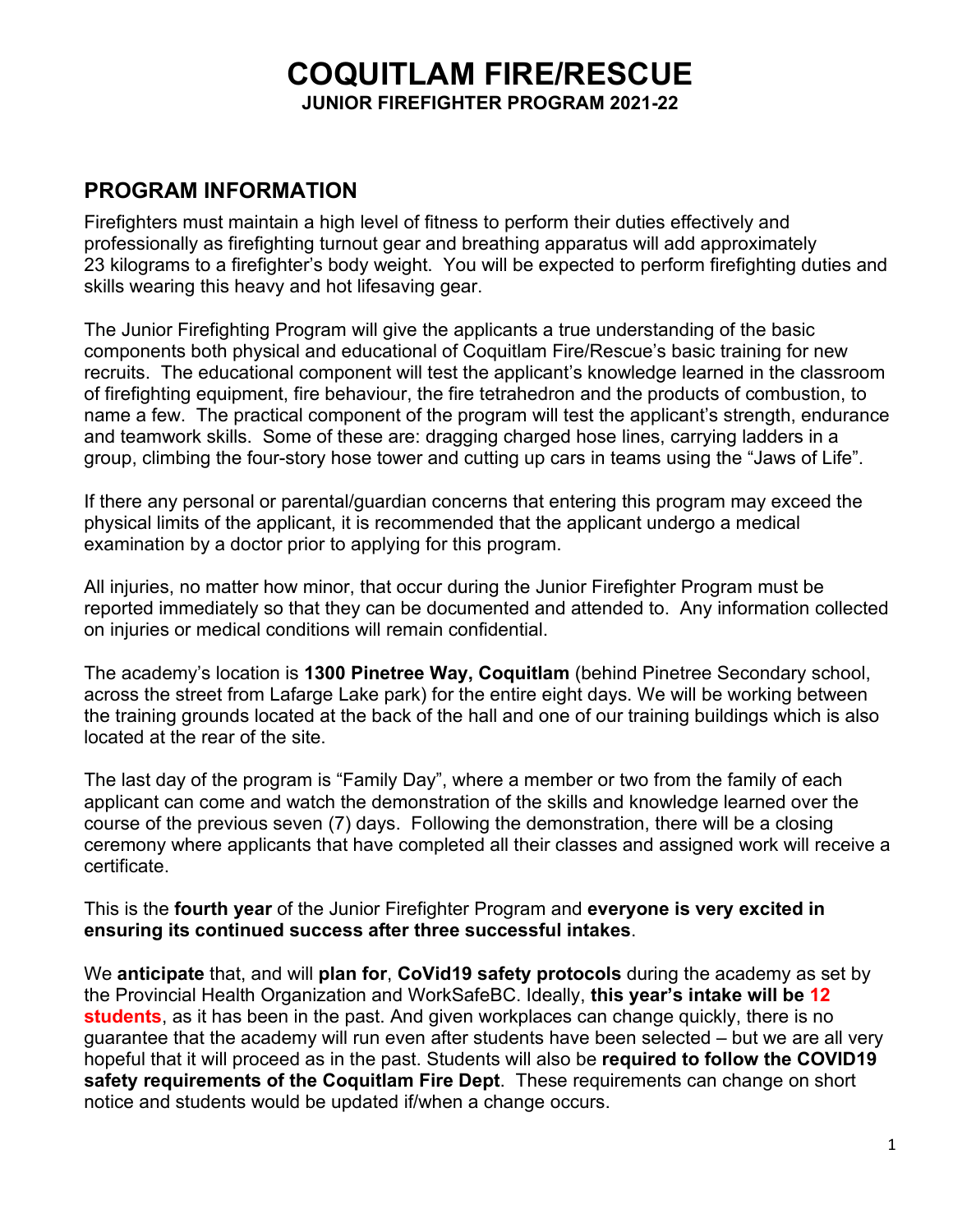# COQUITLAM FIRE/RESCUE

**JUNIOR FIREFIGHTER PROGRAM 2021-22**

## PROGRAM INFORMATION

Firefighters must maintain a high level of fitness to perform their duties effectively and professionally as firefighting turnout gear and breathing apparatus will add approximately 23 kilograms to a firefighter's body weight. You will be expected to perform firefighting duties and skills wearing this heavy and hot lifesaving gear.

The Junior Firefighting Program will give the applicants a true understanding of the basic components both physical and educational of Coquitlam Fire/Rescue's basic training for new recruits. The educational component will test the applicant's knowledge learned in the classroom of firefighting equipment, fire behaviour, the fire tetrahedron and the products of combustion, to name a few. The practical component of the program will test the applicant's strength, endurance and teamwork skills. Some of these are: dragging charged hose lines, carrying ladders in a group, climbing the four-story hose tower and cutting up cars in teams using the "Jaws of Life".

If there any personal or parental/guardian concerns that entering this program may exceed the physical limits of the applicant, it is recommended that the applicant undergo a medical examination by a doctor prior to applying for this program.

All injuries, no matter how minor, that occur during the Junior Firefighter Program must be reported immediately so that they can be documented and attended to. Any information collected on injuries or medical conditions will remain confidential.

The academy's location is **1300 Pinetree Way, Coquitlam** (behind Pinetree Secondary school, across the street from Lafarge Lake park) for the entire eight days. We will be working between the training grounds located at the back of the hall and one of our training buildings which is also located at the rear of the site.

The last day of the program is "Family Day", where a member or two from the family of each applicant can come and watch the demonstration of the skills and knowledge learned over the course of the previous seven (7) days. Following the demonstration, there will be a closing ceremony where applicants that have completed all their classes and assigned work will receive a certificate.

This is the **fourth year** of the Junior Firefighter Program and **everyone is very excited in ensuring its continued success after three successful intakes**.

We **anticipate** that, and will **plan for**, **CoVid19 safety protocols** during the academy as set by the Provincial Health Organization and WorkSafeBC. Ideally, **this year's intake will be 12 students**, as it has been in the past. And given workplaces can change quickly, there is no guarantee that the academy will run even after students have been selected – but we are all very hopeful that it will proceed as in the past. Students will also be **required to follow the COVID19 safety requirements of the Coquitlam Fire Dept**. These requirements can change on short notice and students would be updated if/when a change occurs.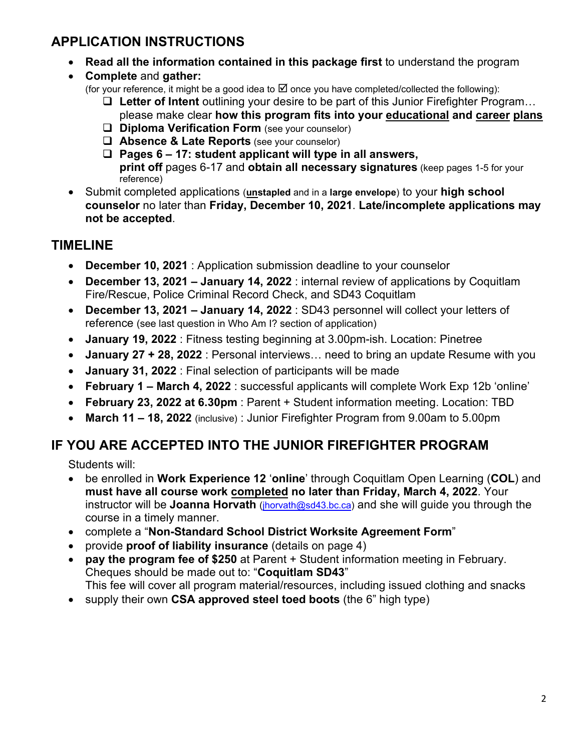## APPLICATION INSTRUCTIONS

- **Read all the information contained in this package first** to understand the program
- **Complete** and **gather:**
  (for your reference, it might be a good idea to ☑ once you have completed/collected the following):
  - ❑ **Letter of Intent** outlining your desire to be part of this Junior Firefighter Program… please make clear **how this program fits into your <u>educational</u> and <u>career</u> <u>plans</u>**
  - ❑ **Diploma Verification Form** (see your counselor)
  - ❑ **Absence & Late Reports** (see your counselor)
  - ❑ **Pages 6 – 17: student applicant will type in all answers, print off** pages 6-17 and **obtain all necessary signatures** (keep pages 1-5 for your reference)
- Submit completed applications (**<u>un</u>stapled** and in a **large envelope**) to your **high school counselor** no later than **Friday, December 10, 2021**. **Late/incomplete applications may not be accepted**.

## TIMELINE

- **December 10, 2021** : Application submission deadline to your counselor
- **December 13, 2021 – January 14, 2022** : internal review of applications by Coquitlam Fire/Rescue, Police Criminal Record Check, and SD43 Coquitlam
- **December 13, 2021 – January 14, 2022** : SD43 personnel will collect your letters of reference (see last question in Who Am I? section of application)
- **January 19, 2022** : Fitness testing beginning at 3.00pm-ish. Location: Pinetree
- **January 27 + 28, 2022** : Personal interviews… need to bring an update Resume with you
- **January 31, 2022** : Final selection of participants will be made
- **February 1 – March 4, 2022** : successful applicants will complete Work Exp 12b 'online'
- **February 23, 2022 at 6.30pm** : Parent + Student information meeting. Location: TBD
- **March 11 – 18, 2022** (inclusive) : Junior Firefighter Program from 9.00am to 5.00pm

## IF YOU ARE ACCEPTED INTO THE JUNIOR FIREFIGHTER PROGRAM

Students will:

- be enrolled in **Work Experience 12** '**online**' through Coquitlam Open Learning (**COL**) and **must have all course work <u>completed</u> no later than Friday, March 4, 2022**. Your instructor will be **Joanna Horvath** (jhorvath@sd43.bc.ca) and she will guide you through the course in a timely manner.
- complete a "**Non-Standard School District Worksite Agreement Form**"
- provide **proof of liability insurance** (details on page 4)
- **pay the program fee of $250** at Parent + Student information meeting in February. Cheques should be made out to: "**Coquitlam SD43**"
  This fee will cover all program material/resources, including issued clothing and snacks
- supply their own **CSA approved steel toed boots** (the 6" high type)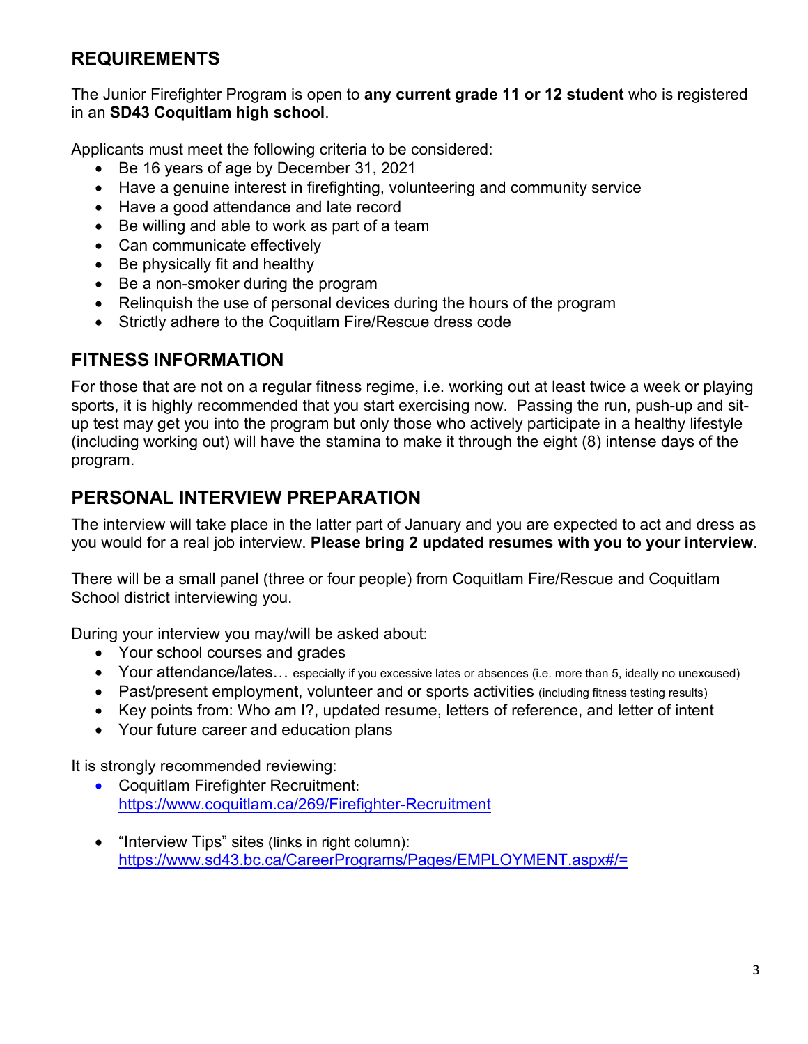## REQUIREMENTS

The Junior Firefighter Program is open to **any current grade 11 or 12 student** who is registered in an **SD43 Coquitlam high school**.

Applicants must meet the following criteria to be considered:

- Be 16 years of age by December 31, 2021
- Have a genuine interest in firefighting, volunteering and community service
- Have a good attendance and late record
- Be willing and able to work as part of a team
- Can communicate effectively
- Be physically fit and healthy
- Be a non-smoker during the program
- Relinquish the use of personal devices during the hours of the program
- Strictly adhere to the Coquitlam Fire/Rescue dress code

## FITNESS INFORMATION

For those that are not on a regular fitness regime, i.e. working out at least twice a week or playing sports, it is highly recommended that you start exercising now. Passing the run, push-up and sit-up test may get you into the program but only those who actively participate in a healthy lifestyle (including working out) will have the stamina to make it through the eight (8) intense days of the program.

## PERSONAL INTERVIEW PREPARATION

The interview will take place in the latter part of January and you are expected to act and dress as you would for a real job interview. **Please bring 2 updated resumes with you to your interview**.

There will be a small panel (three or four people) from Coquitlam Fire/Rescue and Coquitlam School district interviewing you.

During your interview you may/will be asked about:

- Your school courses and grades
- Your attendance/lates… especially if you excessive lates or absences (i.e. more than 5, ideally no unexcused)
- Past/present employment, volunteer and or sports activities (including fitness testing results)
- Key points from: Who am I?, updated resume, letters of reference, and letter of intent
- Your future career and education plans

It is strongly recommended reviewing:

- Coquitlam Firefighter Recruitment: https://www.coquitlam.ca/269/Firefighter-Recruitment
- "Interview Tips" sites (links in right column): https://www.sd43.bc.ca/CareerPrograms/Pages/EMPLOYMENT.aspx#/=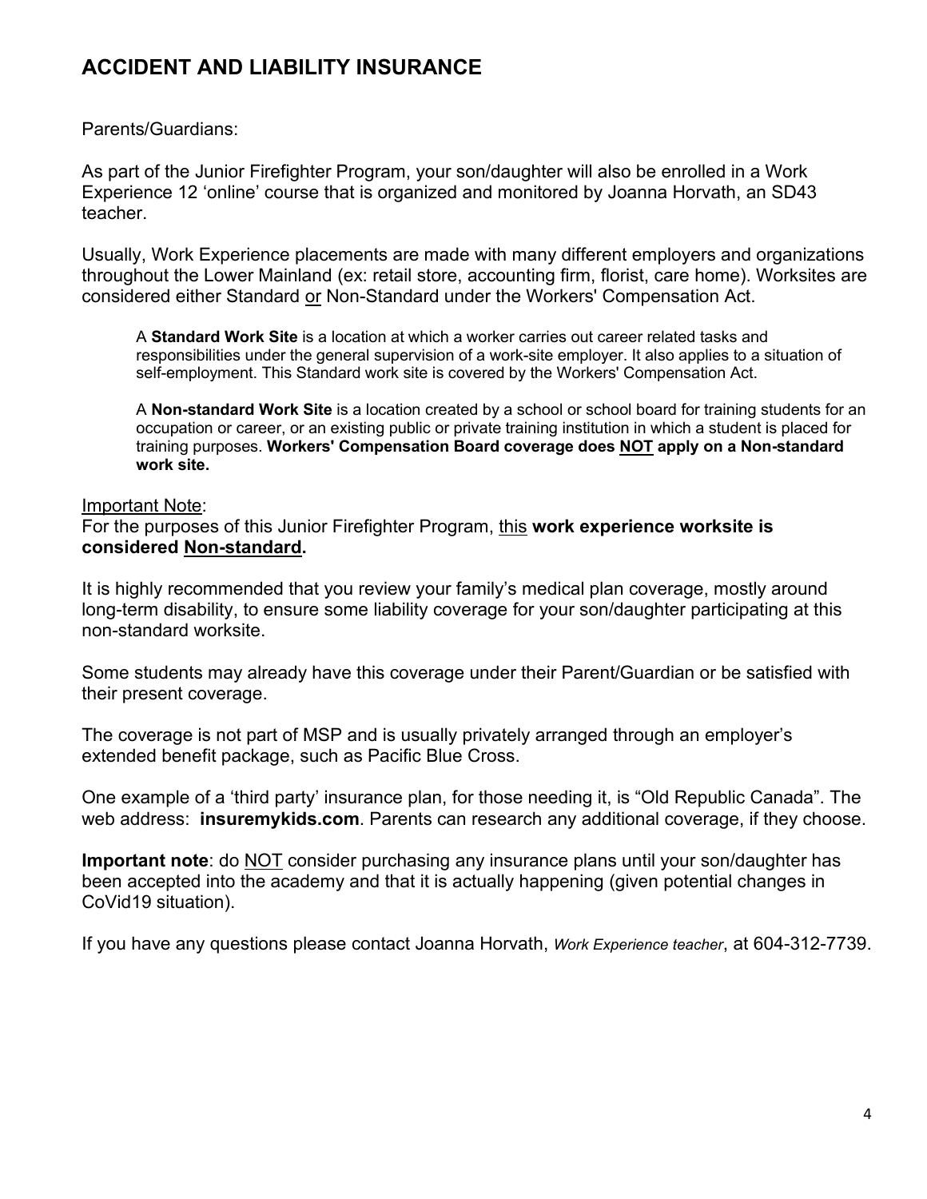## ACCIDENT AND LIABILITY INSURANCE

Parents/Guardians:

As part of the Junior Firefighter Program, your son/daughter will also be enrolled in a Work Experience 12 'online' course that is organized and monitored by Joanna Horvath, an SD43 teacher.

Usually, Work Experience placements are made with many different employers and organizations throughout the Lower Mainland (ex: retail store, accounting firm, florist, care home). Worksites are considered either Standard <u>or</u> Non-Standard under the Workers' Compensation Act.

> A **Standard Work Site** is a location at which a worker carries out career related tasks and responsibilities under the general supervision of a work-site employer. It also applies to a situation of self-employment. This Standard work site is covered by the Workers' Compensation Act.
>
> A **Non-standard Work Site** is a location created by a school or school board for training students for an occupation or career, or an existing public or private training institution in which a student is placed for training purposes. **Workers' Compensation Board coverage does <u>NOT</u> apply on a Non-standard work site.**

<u>Important Note</u>:
For the purposes of this Junior Firefighter Program, <u>this</u> **work experience worksite is considered <u>Non-standard</u>.**

It is highly recommended that you review your family's medical plan coverage, mostly around long-term disability, to ensure some liability coverage for your son/daughter participating at this non-standard worksite.

Some students may already have this coverage under their Parent/Guardian or be satisfied with their present coverage.

The coverage is not part of MSP and is usually privately arranged through an employer's extended benefit package, such as Pacific Blue Cross.

One example of a 'third party' insurance plan, for those needing it, is "Old Republic Canada". The web address: **insuremykids.com**. Parents can research any additional coverage, if they choose.

**Important note**: do <u>NOT</u> consider purchasing any insurance plans until your son/daughter has been accepted into the academy and that it is actually happening (given potential changes in CoVid19 situation).

If you have any questions please contact Joanna Horvath, *Work Experience teacher*, at 604-312-7739.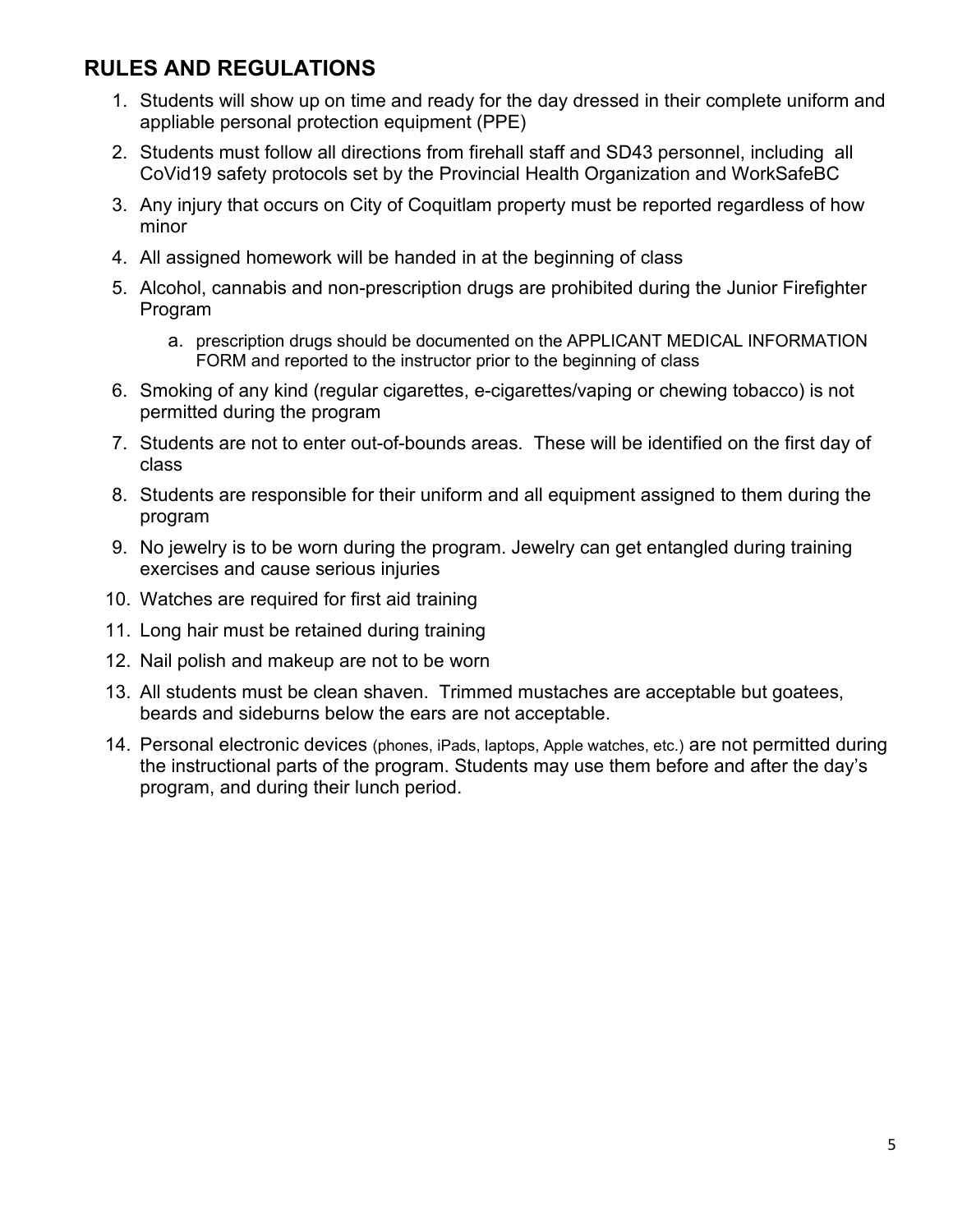## RULES AND REGULATIONS

1. Students will show up on time and ready for the day dressed in their complete uniform and appliable personal protection equipment (PPE)
2. Students must follow all directions from firehall staff and SD43 personnel, including all CoVid19 safety protocols set by the Provincial Health Organization and WorkSafeBC
3. Any injury that occurs on City of Coquitlam property must be reported regardless of how minor
4. All assigned homework will be handed in at the beginning of class
5. Alcohol, cannabis and non-prescription drugs are prohibited during the Junior Firefighter Program
    a. prescription drugs should be documented on the APPLICANT MEDICAL INFORMATION FORM and reported to the instructor prior to the beginning of class
6. Smoking of any kind (regular cigarettes, e-cigarettes/vaping or chewing tobacco) is not permitted during the program
7. Students are not to enter out-of-bounds areas. These will be identified on the first day of class
8. Students are responsible for their uniform and all equipment assigned to them during the program
9. No jewelry is to be worn during the program. Jewelry can get entangled during training exercises and cause serious injuries
10. Watches are required for first aid training
11. Long hair must be retained during training
12. Nail polish and makeup are not to be worn
13. All students must be clean shaven. Trimmed mustaches are acceptable but goatees, beards and sideburns below the ears are not acceptable.
14. Personal electronic devices (phones, iPads, laptops, Apple watches, etc.) are not permitted during the instructional parts of the program. Students may use them before and after the day's program, and during their lunch period.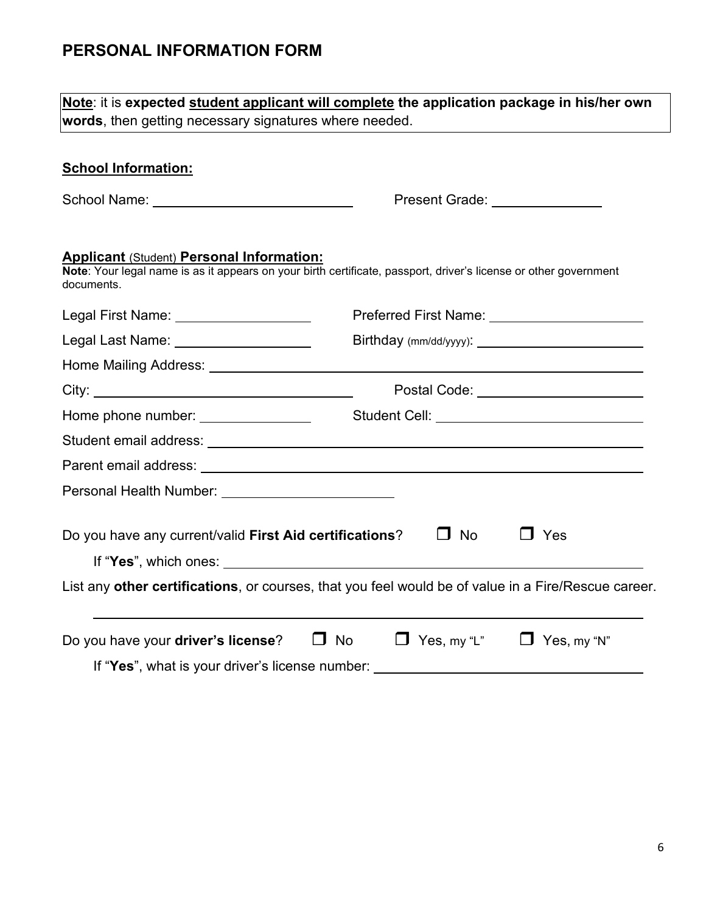# PERSONAL INFORMATION FORM

**Note**: it is **expected student applicant will complete the application package in his/her own words**, then getting necessary signatures where needed.

**School Information:**

School Name: ____________________________ Present Grade: _______________

**Applicant** (Student) **Personal Information:**

**Note**: Your legal name is as it appears on your birth certificate, passport, driver's license or other government documents.

Legal First Name: __________________ Preferred First Name: ____________________

Legal Last Name: __________________ Birthday (mm/dd/yyyy): ______________________

Home Mailing Address: ____________________________________________________________

City: ________________________________ Postal Code: ______________________

Home phone number: _______________ Student Cell: ____________________________

Student email address: ____________________________________________________________

Parent email address: ____________________________________________________________

Personal Health Number: ________________________

Do you have any current/valid **First Aid certifications**? ☐ No ☐ Yes

If "**Yes**", which ones: ____________________________________________________________

List any **other certifications**, or courses, that you feel would be of value in a Fire/Rescue career.

____________________________________________________________________________

Do you have your **driver's license**? ☐ No ☐ Yes, my "L" ☐ Yes, my "N"

If "**Yes**", what is your driver's license number: ____________________________________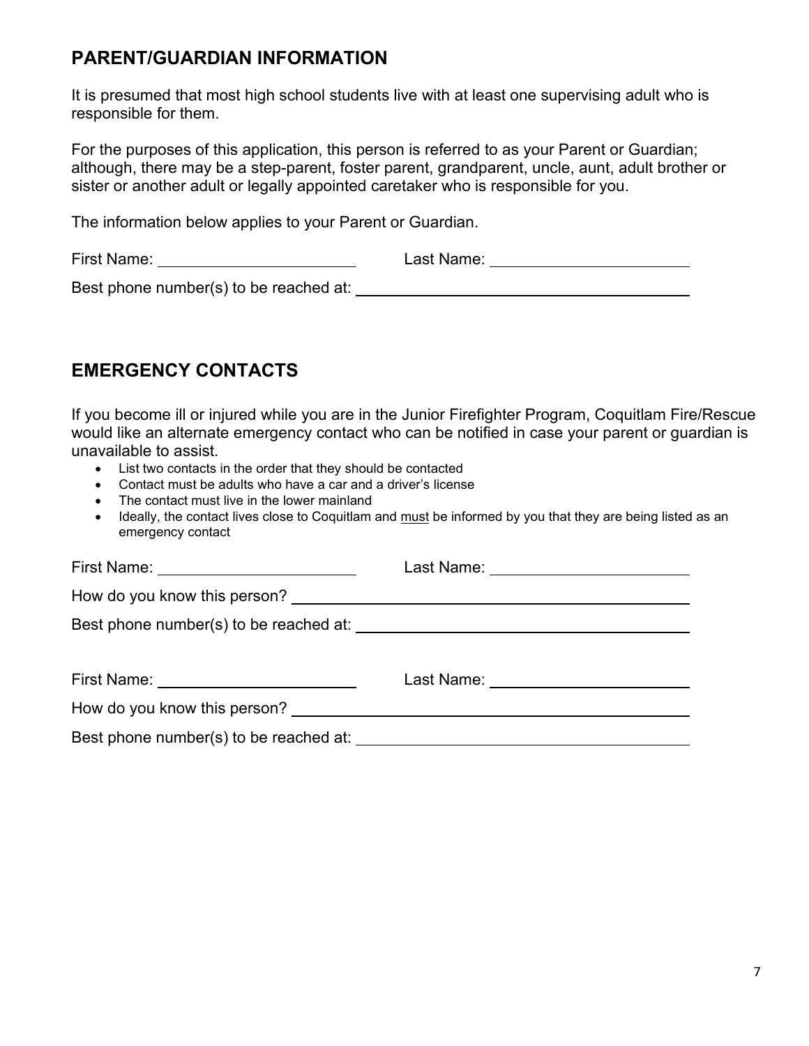## PARENT/GUARDIAN INFORMATION

It is presumed that most high school students live with at least one supervising adult who is responsible for them.

For the purposes of this application, this person is referred to as your Parent or Guardian; although, there may be a step-parent, foster parent, grandparent, uncle, aunt, adult brother or sister or another adult or legally appointed caretaker who is responsible for you.

The information below applies to your Parent or Guardian.

First Name: ______________________ Last Name: ______________________

Best phone number(s) to be reached at: ______________________________________

## EMERGENCY CONTACTS

If you become ill or injured while you are in the Junior Firefighter Program, Coquitlam Fire/Rescue would like an alternate emergency contact who can be notified in case your parent or guardian is unavailable to assist.

- List two contacts in the order that they should be contacted
- Contact must be adults who have a car and a driver's license
- The contact must live in the lower mainland
- Ideally, the contact lives close to Coquitlam and <u>must</u> be informed by you that they are being listed as an emergency contact

First Name: ______________________ Last Name: ______________________

How do you know this person? ______________________________________________

Best phone number(s) to be reached at: ______________________________________

First Name: ______________________ Last Name: ______________________

How do you know this person? ______________________________________________

Best phone number(s) to be reached at: ______________________________________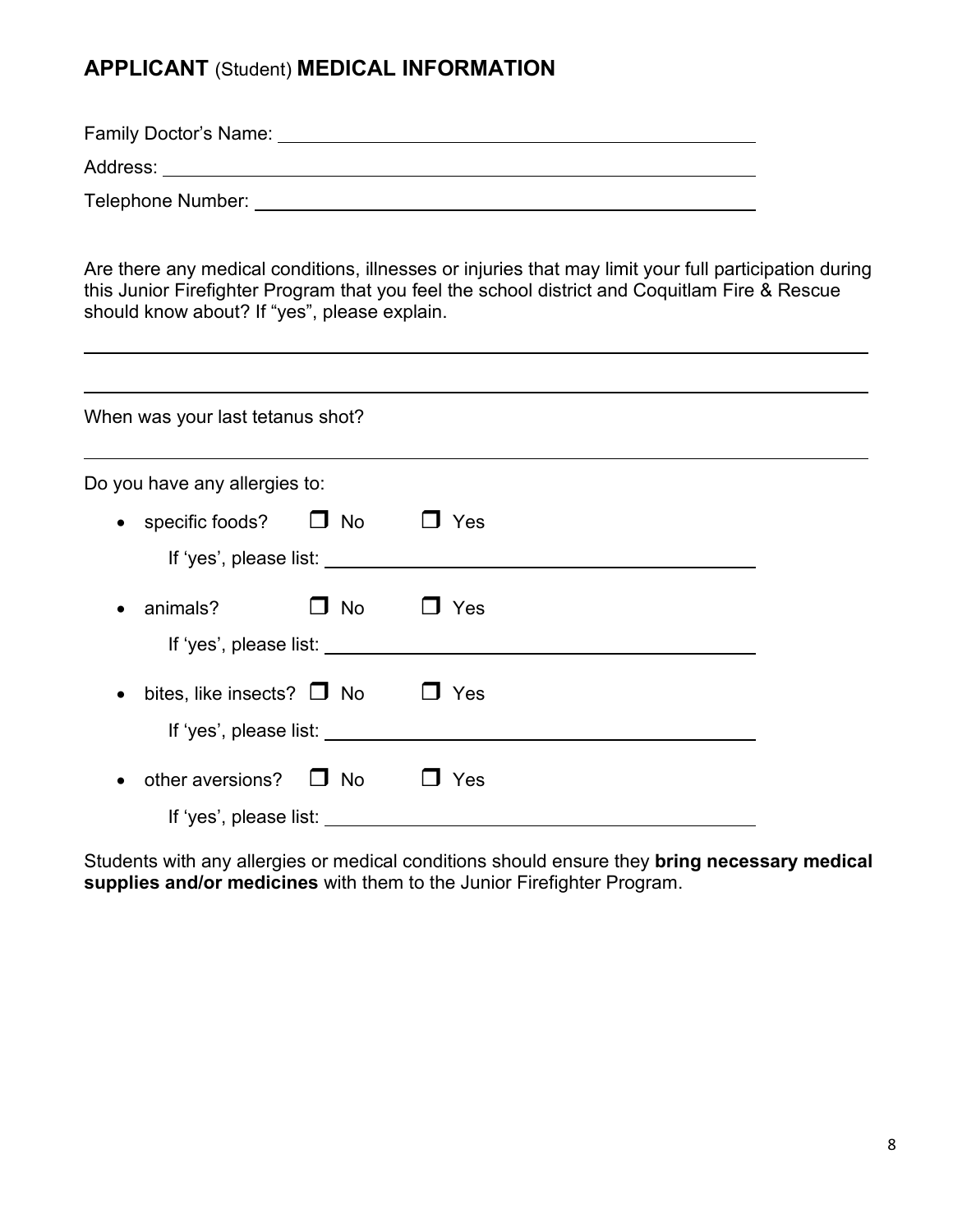## **APPLICANT** (Student) **MEDICAL INFORMATION**

Family Doctor's Name: ______________________________________________

Address: ______________________________________________

Telephone Number: ______________________________________________

Are there any medical conditions, illnesses or injuries that may limit your full participation during this Junior Firefighter Program that you feel the school district and Coquitlam Fire & Rescue should know about? If "yes", please explain.

______________________________________________

______________________________________________

When was your last tetanus shot?

______________________________________________

Do you have any allergies to:

- specific foods? ❐ No ❐ Yes

  If 'yes', please list: ______________________________________________

- animals? ❐ No ❐ Yes

  If 'yes', please list: ______________________________________________

- bites, like insects? ❐ No ❐ Yes

  If 'yes', please list: ______________________________________________

- other aversions? ❐ No ❐ Yes

  If 'yes', please list: ______________________________________________

Students with any allergies or medical conditions should ensure they **bring necessary medical supplies and/or medicines** with them to the Junior Firefighter Program.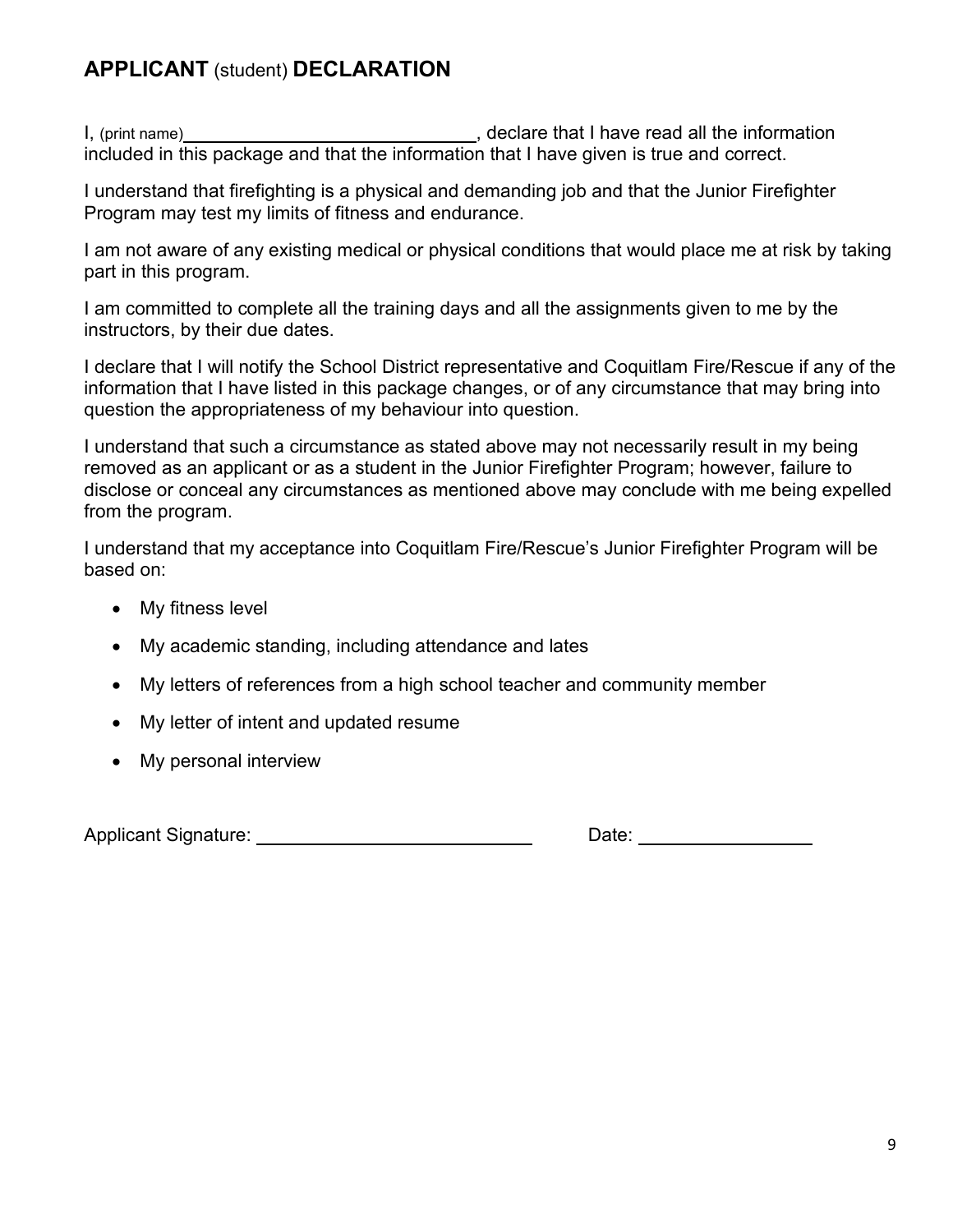## **APPLICANT** (student) **DECLARATION**

I, (print name)\_\_\_\_\_\_\_\_\_\_\_\_\_\_\_\_\_\_\_\_\_\_\_\_\_\_\_\_, declare that I have read all the information included in this package and that the information that I have given is true and correct.

I understand that firefighting is a physical and demanding job and that the Junior Firefighter Program may test my limits of fitness and endurance.

I am not aware of any existing medical or physical conditions that would place me at risk by taking part in this program.

I am committed to complete all the training days and all the assignments given to me by the instructors, by their due dates.

I declare that I will notify the School District representative and Coquitlam Fire/Rescue if any of the information that I have listed in this package changes, or of any circumstance that may bring into question the appropriateness of my behaviour into question.

I understand that such a circumstance as stated above may not necessarily result in my being removed as an applicant or as a student in the Junior Firefighter Program; however, failure to disclose or conceal any circumstances as mentioned above may conclude with me being expelled from the program.

I understand that my acceptance into Coquitlam Fire/Rescue's Junior Firefighter Program will be based on:

- My fitness level
- My academic standing, including attendance and lates
- My letters of references from a high school teacher and community member
- My letter of intent and updated resume
- My personal interview

Applicant Signature: \_\_\_\_\_\_\_\_\_\_\_\_\_\_\_\_\_\_\_\_\_\_\_\_\_\_\_\_ Date: \_\_\_\_\_\_\_\_\_\_\_\_\_\_\_\_\_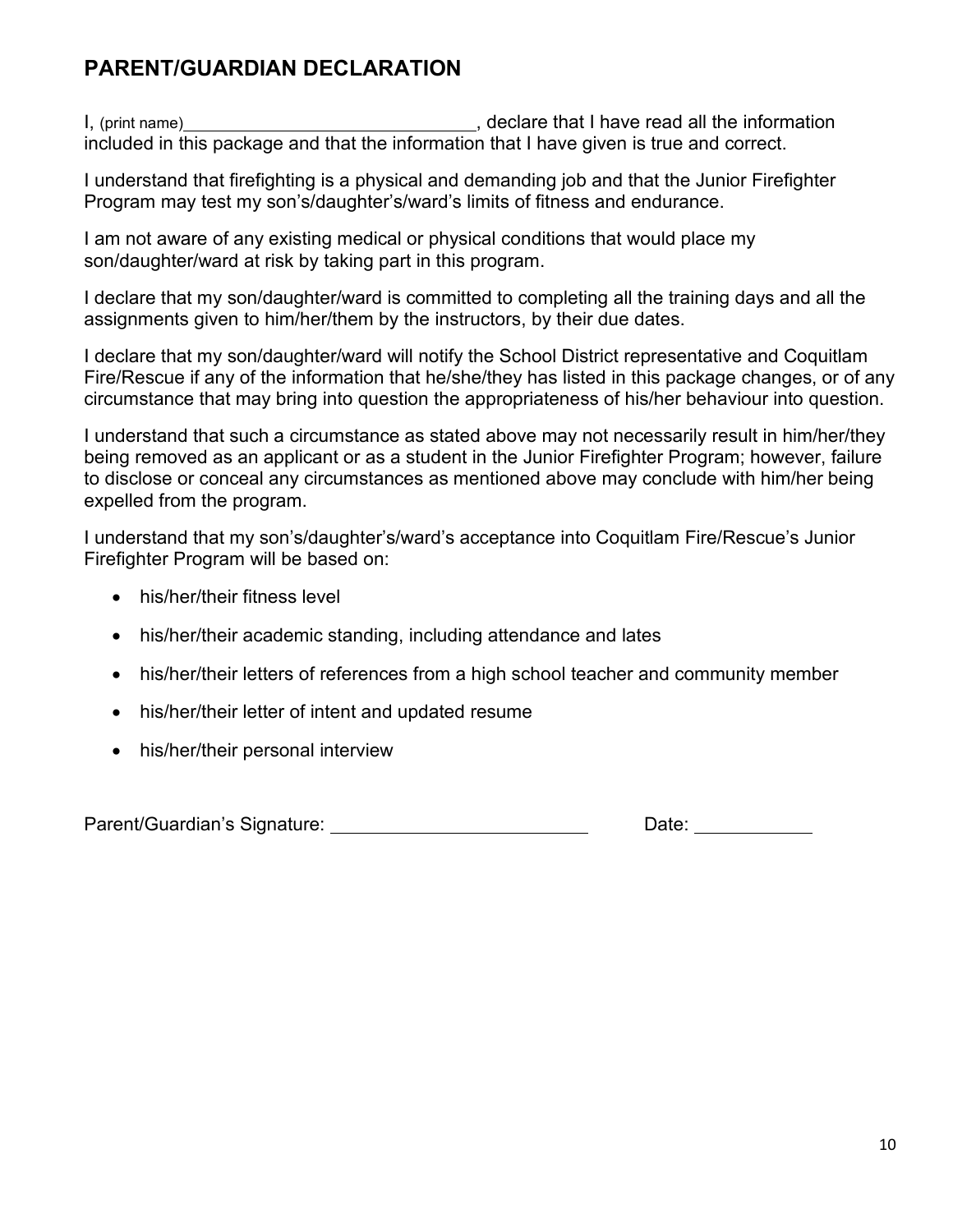## PARENT/GUARDIAN DECLARATION

I, (print name)______________________________, declare that I have read all the information included in this package and that the information that I have given is true and correct.

I understand that firefighting is a physical and demanding job and that the Junior Firefighter Program may test my son's/daughter's/ward's limits of fitness and endurance.

I am not aware of any existing medical or physical conditions that would place my son/daughter/ward at risk by taking part in this program.

I declare that my son/daughter/ward is committed to completing all the training days and all the assignments given to him/her/them by the instructors, by their due dates.

I declare that my son/daughter/ward will notify the School District representative and Coquitlam Fire/Rescue if any of the information that he/she/they has listed in this package changes, or of any circumstance that may bring into question the appropriateness of his/her behaviour into question.

I understand that such a circumstance as stated above may not necessarily result in him/her/they being removed as an applicant or as a student in the Junior Firefighter Program; however, failure to disclose or conceal any circumstances as mentioned above may conclude with him/her being expelled from the program.

I understand that my son's/daughter's/ward's acceptance into Coquitlam Fire/Rescue's Junior Firefighter Program will be based on:

- his/her/their fitness level
- his/her/their academic standing, including attendance and lates
- his/her/their letters of references from a high school teacher and community member
- his/her/their letter of intent and updated resume
- his/her/their personal interview

Parent/Guardian's Signature: __________________________ Date: ____________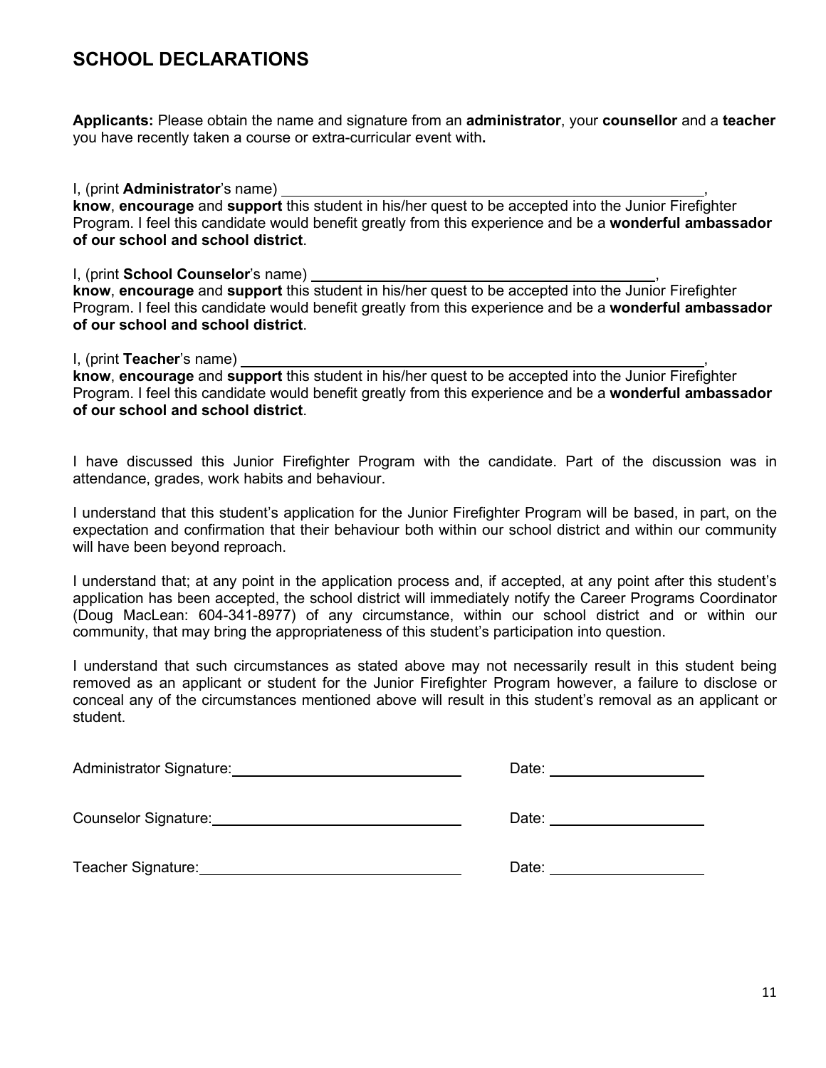## SCHOOL DECLARATIONS

**Applicants:** Please obtain the name and signature from an **administrator**, your **counsellor** and a **teacher** you have recently taken a course or extra-curricular event with**.**

I, (print **Administrator**'s name) ______________________________________________________,
**know**, **encourage** and **support** this student in his/her quest to be accepted into the Junior Firefighter Program. I feel this candidate would benefit greatly from this experience and be a **wonderful ambassador of our school and school district**.

I, (print **School Counselor**'s name) ____________________________________________,
**know**, **encourage** and **support** this student in his/her quest to be accepted into the Junior Firefighter Program. I feel this candidate would benefit greatly from this experience and be a **wonderful ambassador of our school and school district**.

I, (print **Teacher**'s name) __________________________________________________________,
**know**, **encourage** and **support** this student in his/her quest to be accepted into the Junior Firefighter Program. I feel this candidate would benefit greatly from this experience and be a **wonderful ambassador of our school and school district**.

I have discussed this Junior Firefighter Program with the candidate. Part of the discussion was in attendance, grades, work habits and behaviour.

I understand that this student's application for the Junior Firefighter Program will be based, in part, on the expectation and confirmation that their behaviour both within our school district and within our community will have been beyond reproach.

I understand that; at any point in the application process and, if accepted, at any point after this student's application has been accepted, the school district will immediately notify the Career Programs Coordinator (Doug MacLean: 604-341-8977) of any circumstance, within our school district and or within our community, that may bring the appropriateness of this student's participation into question.

I understand that such circumstances as stated above may not necessarily result in this student being removed as an applicant or student for the Junior Firefighter Program however, a failure to disclose or conceal any of the circumstances mentioned above will result in this student's removal as an applicant or student.

Administrator Signature: ______________________________ Date: ____________________

Counselor Signature: ________________________________ Date: ____________________

Teacher Signature: __________________________________ Date: ____________________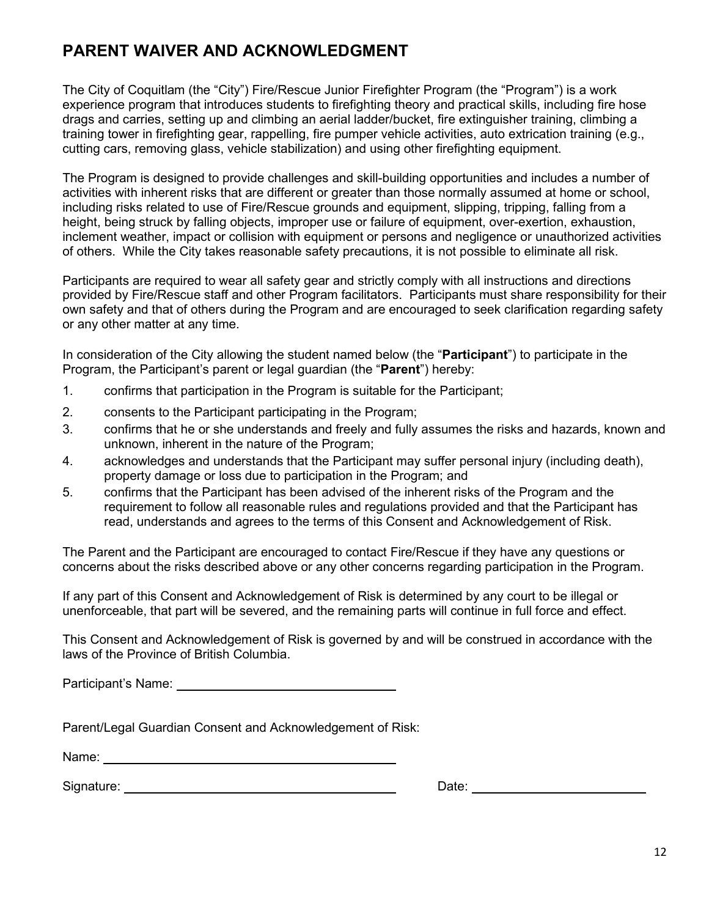## PARENT WAIVER AND ACKNOWLEDGMENT

The City of Coquitlam (the "City") Fire/Rescue Junior Firefighter Program (the "Program") is a work experience program that introduces students to firefighting theory and practical skills, including fire hose drags and carries, setting up and climbing an aerial ladder/bucket, fire extinguisher training, climbing a training tower in firefighting gear, rappelling, fire pumper vehicle activities, auto extrication training (e.g., cutting cars, removing glass, vehicle stabilization) and using other firefighting equipment.

The Program is designed to provide challenges and skill-building opportunities and includes a number of activities with inherent risks that are different or greater than those normally assumed at home or school, including risks related to use of Fire/Rescue grounds and equipment, slipping, tripping, falling from a height, being struck by falling objects, improper use or failure of equipment, over-exertion, exhaustion, inclement weather, impact or collision with equipment or persons and negligence or unauthorized activities of others. While the City takes reasonable safety precautions, it is not possible to eliminate all risk.

Participants are required to wear all safety gear and strictly comply with all instructions and directions provided by Fire/Rescue staff and other Program facilitators. Participants must share responsibility for their own safety and that of others during the Program and are encouraged to seek clarification regarding safety or any other matter at any time.

In consideration of the City allowing the student named below (the "**Participant**") to participate in the Program, the Participant's parent or legal guardian (the "**Parent**") hereby:

1. confirms that participation in the Program is suitable for the Participant;
2. consents to the Participant participating in the Program;
3. confirms that he or she understands and freely and fully assumes the risks and hazards, known and unknown, inherent in the nature of the Program;
4. acknowledges and understands that the Participant may suffer personal injury (including death), property damage or loss due to participation in the Program; and
5. confirms that the Participant has been advised of the inherent risks of the Program and the requirement to follow all reasonable rules and regulations provided and that the Participant has read, understands and agrees to the terms of this Consent and Acknowledgement of Risk.

The Parent and the Participant are encouraged to contact Fire/Rescue if they have any questions or concerns about the risks described above or any other concerns regarding participation in the Program.

If any part of this Consent and Acknowledgement of Risk is determined by any court to be illegal or unenforceable, that part will be severed, and the remaining parts will continue in full force and effect.

This Consent and Acknowledgement of Risk is governed by and will be construed in accordance with the laws of the Province of British Columbia.

Participant's Name: ______________________________

Parent/Legal Guardian Consent and Acknowledgement of Risk:

Name: ______________________________

Signature: ______________________________ Date: ______________________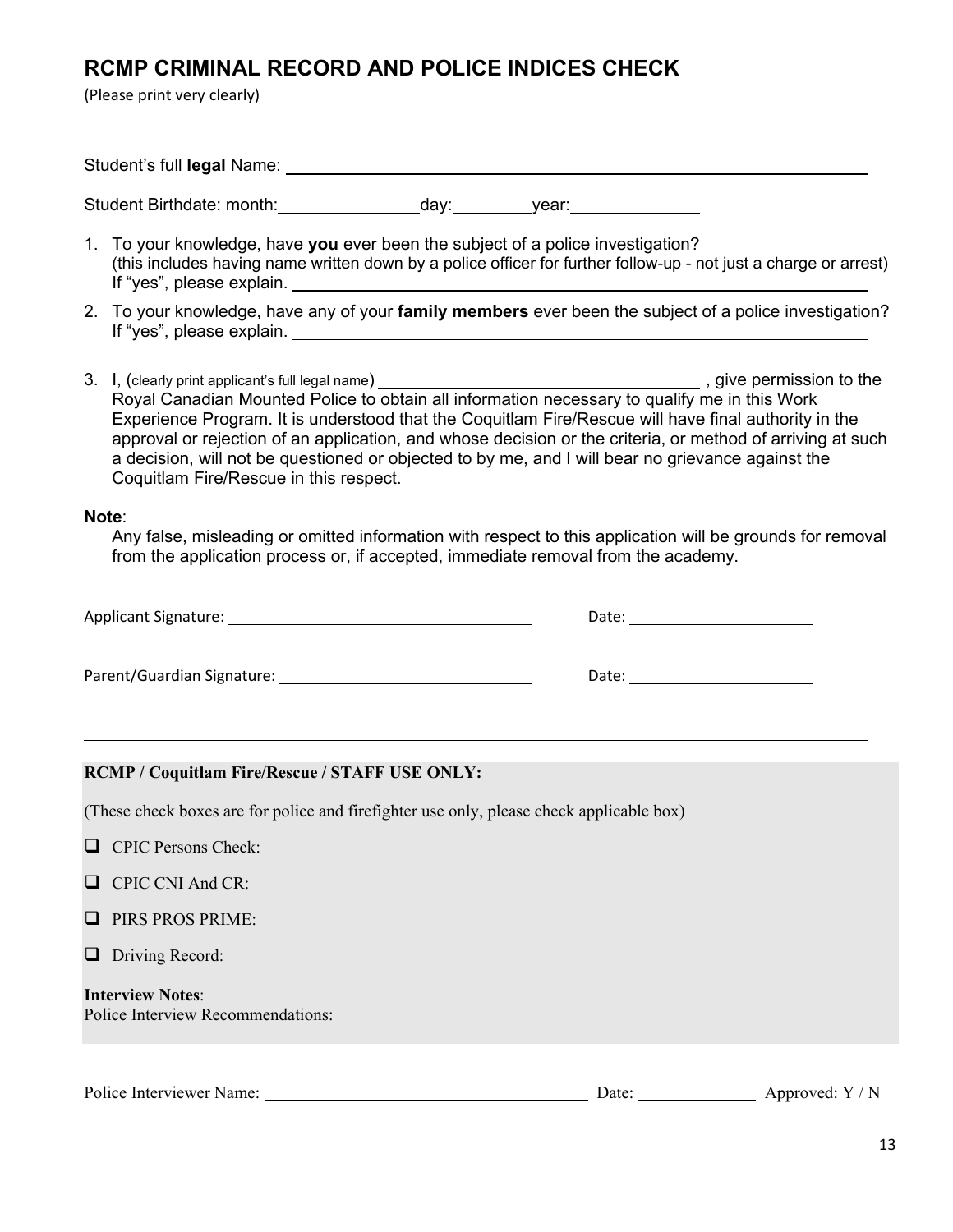## RCMP CRIMINAL RECORD AND POLICE INDICES CHECK

(Please print very clearly)

Student's full **legal** Name: ____________________________________________

Student Birthdate: month:____________ day:________ year:____________

1. To your knowledge, have **you** ever been the subject of a police investigation?
   (this includes having name written down by a police officer for further follow-up - not just a charge or arrest)
   If "yes", please explain. ____________________________________________
2. To your knowledge, have any of your **family members** ever been the subject of a police investigation?
   If "yes", please explain. ____________________________________________
3. I, (clearly print applicant's full legal name) ____________________________ , give permission to the Royal Canadian Mounted Police to obtain all information necessary to qualify me in this Work Experience Program. It is understood that the Coquitlam Fire/Rescue will have final authority in the approval or rejection of an application, and whose decision or the criteria, or method of arriving at such a decision, will not be questioned or objected to by me, and I will bear no grievance against the Coquitlam Fire/Rescue in this respect.

**Note**:

Any false, misleading or omitted information with respect to this application will be grounds for removal from the application process or, if accepted, immediate removal from the academy.

Applicant Signature: ____________________________ Date: ________________

Parent/Guardian Signature: ____________________________ Date: ________________

---

**RCMP / Coquitlam Fire/Rescue / STAFF USE ONLY:**

(These check boxes are for police and firefighter use only, please check applicable box)

- ☐ CPIC Persons Check:
- ☐ CPIC CNI And CR:
- ☐ PIRS PROS PRIME:
- ☐ Driving Record:

**Interview Notes**:
Police Interview Recommendations:

Police Interviewer Name: ____________________________ Date: ____________ Approved: Y / N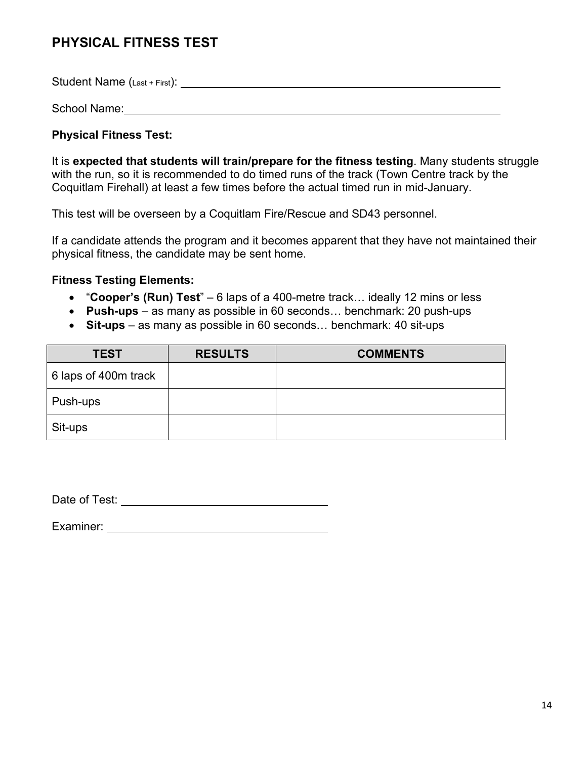## PHYSICAL FITNESS TEST

Student Name (Last + First): ______________________________________________

School Name: ______________________________________________

**Physical Fitness Test:**

It is **expected that students will train/prepare for the fitness testing**. Many students struggle with the run, so it is recommended to do timed runs of the track (Town Centre track by the Coquitlam Firehall) at least a few times before the actual timed run in mid-January.

This test will be overseen by a Coquitlam Fire/Rescue and SD43 personnel.

If a candidate attends the program and it becomes apparent that they have not maintained their physical fitness, the candidate may be sent home.

**Fitness Testing Elements:**

- "**Cooper's (Run) Test**" – 6 laps of a 400-metre track… ideally 12 mins or less
- **Push-ups** – as many as possible in 60 seconds… benchmark: 20 push-ups
- **Sit-ups** – as many as possible in 60 seconds… benchmark: 40 sit-ups

| TEST | RESULTS | COMMENTS |
| --- | --- | --- |
| 6 laps of 400m track | | |
| Push-ups | | |
| Sit-ups | | |

Date of Test: ______________________________

Examiner: ______________________________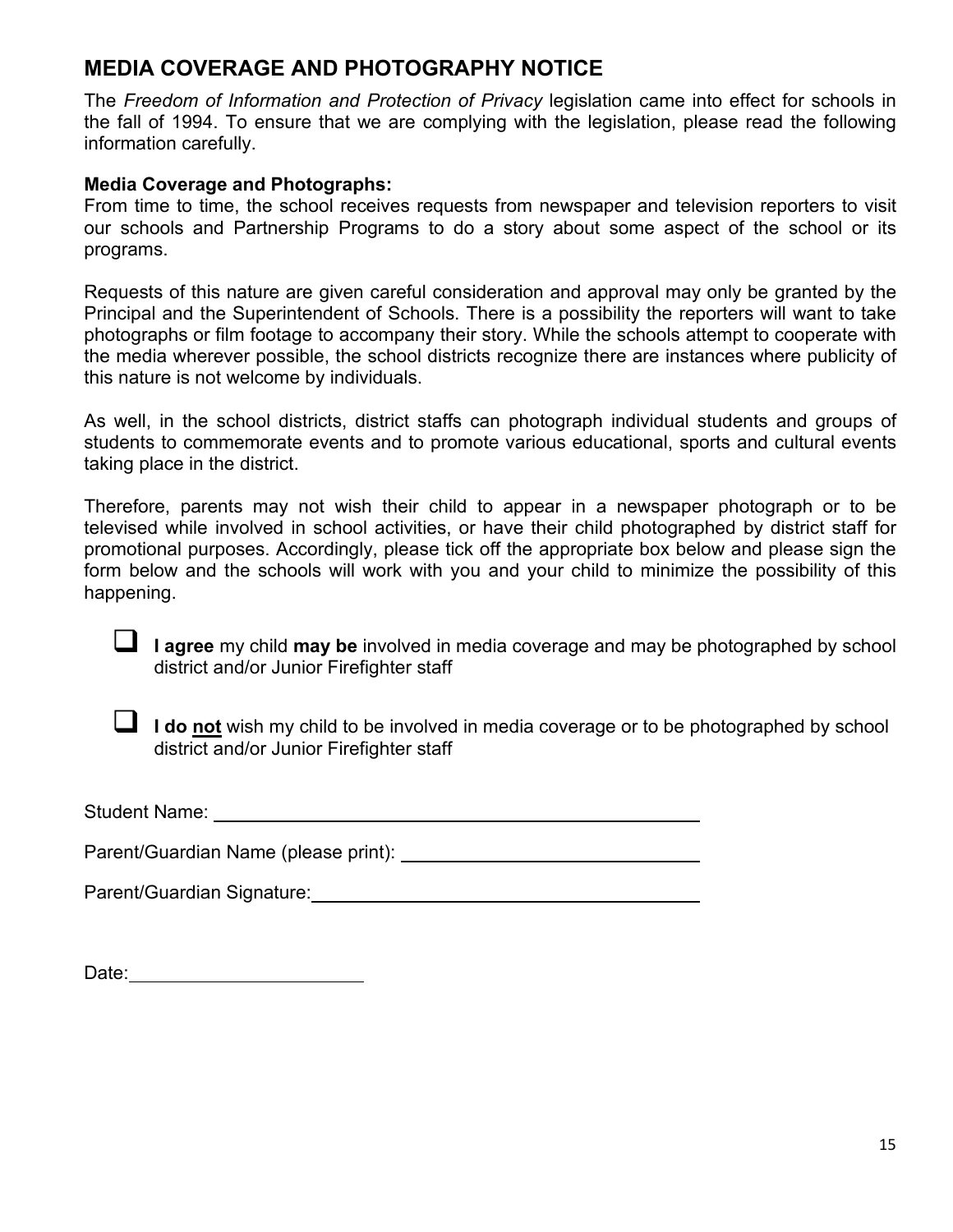## MEDIA COVERAGE AND PHOTOGRAPHY NOTICE

The *Freedom of Information and Protection of Privacy* legislation came into effect for schools in the fall of 1994. To ensure that we are complying with the legislation, please read the following information carefully.

**Media Coverage and Photographs:**
From time to time, the school receives requests from newspaper and television reporters to visit our schools and Partnership Programs to do a story about some aspect of the school or its programs.

Requests of this nature are given careful consideration and approval may only be granted by the Principal and the Superintendent of Schools. There is a possibility the reporters will want to take photographs or film footage to accompany their story. While the schools attempt to cooperate with the media wherever possible, the school districts recognize there are instances where publicity of this nature is not welcome by individuals.

As well, in the school districts, district staffs can photograph individual students and groups of students to commemorate events and to promote various educational, sports and cultural events taking place in the district.

Therefore, parents may not wish their child to appear in a newspaper photograph or to be televised while involved in school activities, or have their child photographed by district staff for promotional purposes. Accordingly, please tick off the appropriate box below and please sign the form below and the schools will work with you and your child to minimize the possibility of this happening.

- ☐ **I agree** my child **may be** involved in media coverage and may be photographed by school district and/or Junior Firefighter staff

- ☐ **I do <u>not</u>** wish my child to be involved in media coverage or to be photographed by school district and/or Junior Firefighter staff

Student Name: ____________________________________________

Parent/Guardian Name (please print): ____________________________

Parent/Guardian Signature: ___________________________________

Date: ______________________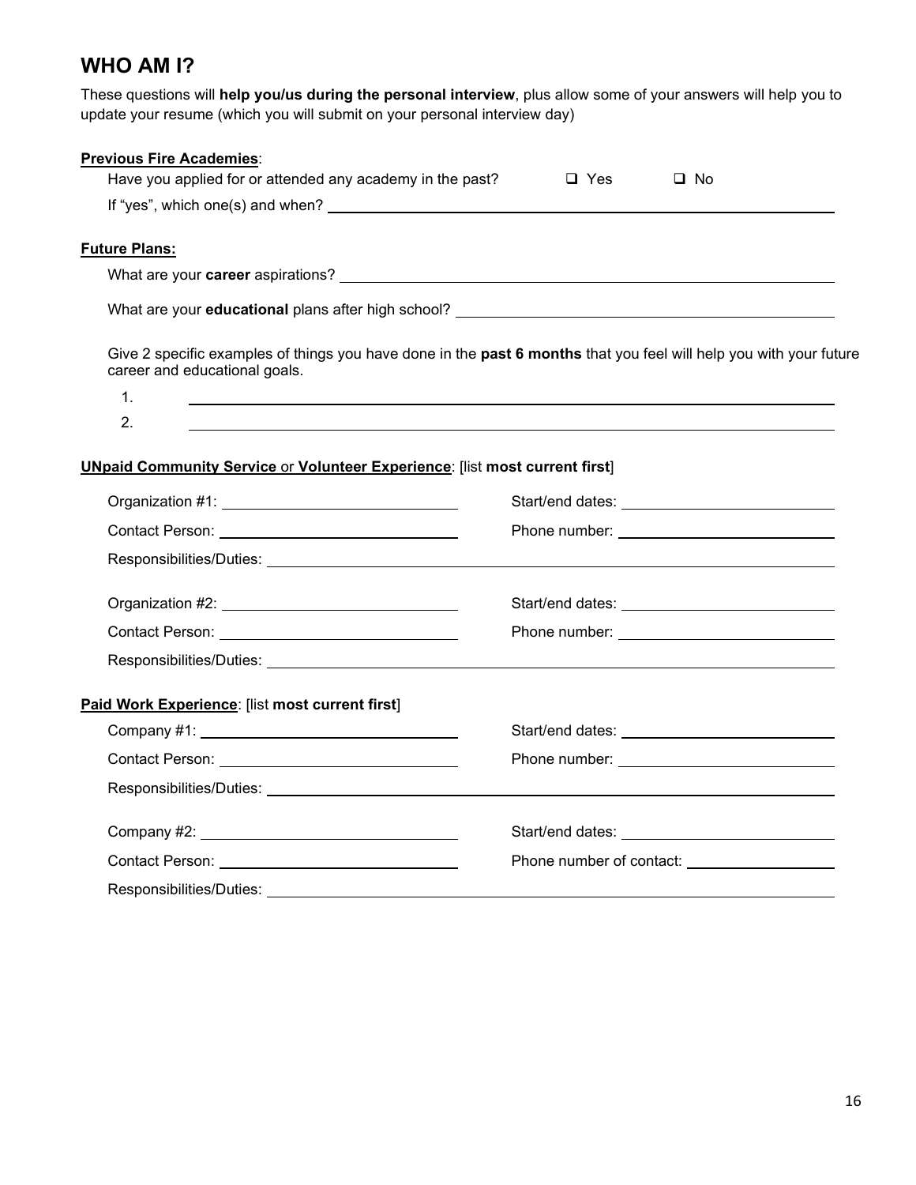## WHO AM I?

These questions will **help you/us during the personal interview**, plus allow some of your answers will help you to update your resume (which you will submit on your personal interview day)

**Previous Fire Academies**:

Have you applied for or attended any academy in the past? ❑ Yes ❑ No

If "yes", which one(s) and when? ____________________

**Future Plans:**

What are your **career** aspirations? ____________________

What are your **educational** plans after high school? ____________________

Give 2 specific examples of things you have done in the **past 6 months** that you feel will help you with your future career and educational goals.

1. ____________________
2. ____________________

**UNpaid Community Service** or **Volunteer Experience**: [list **most current first**]

Organization #1: ____________________ Start/end dates: ____________________

Contact Person: ____________________ Phone number: ____________________

Responsibilities/Duties: ____________________

Organization #2: ____________________ Start/end dates: ____________________

Contact Person: ____________________ Phone number: ____________________

Responsibilities/Duties: ____________________

**Paid Work Experience**: [list **most current first**]

Company #1: ____________________ Start/end dates: ____________________

Contact Person: ____________________ Phone number: ____________________

Responsibilities/Duties: ____________________

Company #2: ____________________ Start/end dates: ____________________

Contact Person: ____________________ Phone number of contact: ____________________

Responsibilities/Duties: ____________________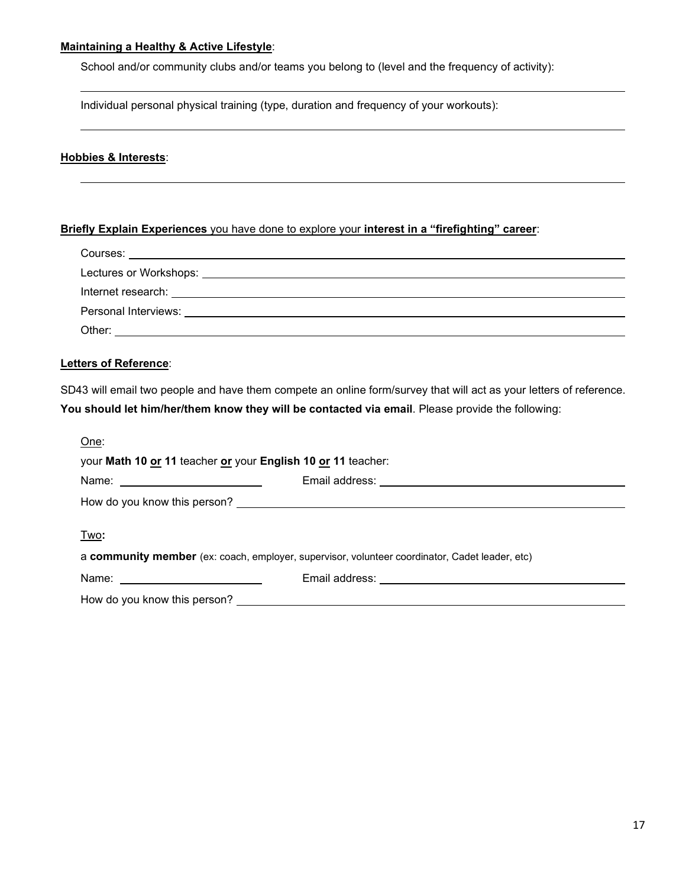**Maintaining a Healthy & Active Lifestyle**:

School and/or community clubs and/or teams you belong to (level and the frequency of activity):

______________________________________________________________________

Individual personal physical training (type, duration and frequency of your workouts):

______________________________________________________________________

**Hobbies & Interests**:

______________________________________________________________________

**Briefly Explain Experiences** you have done to explore your **interest in a "firefighting" career**:

Courses: ______________________________________________________________

Lectures or Workshops: _________________________________________________

Internet research: _____________________________________________________

Personal Interviews: ___________________________________________________

Other: ________________________________________________________________

**Letters of Reference**:

SD43 will email two people and have them compete an online form/survey that will act as your letters of reference. **You should let him/her/them know they will be contacted via email**. Please provide the following:

One:

your **Math 10 or 11** teacher **or** your **English 10 or 11** teacher:

Name: ____________________ Email address: ____________________________________

How do you know this person? ____________________________________________

Two**:**

a **community member** (ex: coach, employer, supervisor, volunteer coordinator, Cadet leader, etc)

Name: ____________________ Email address: ____________________________________

How do you know this person? ____________________________________________